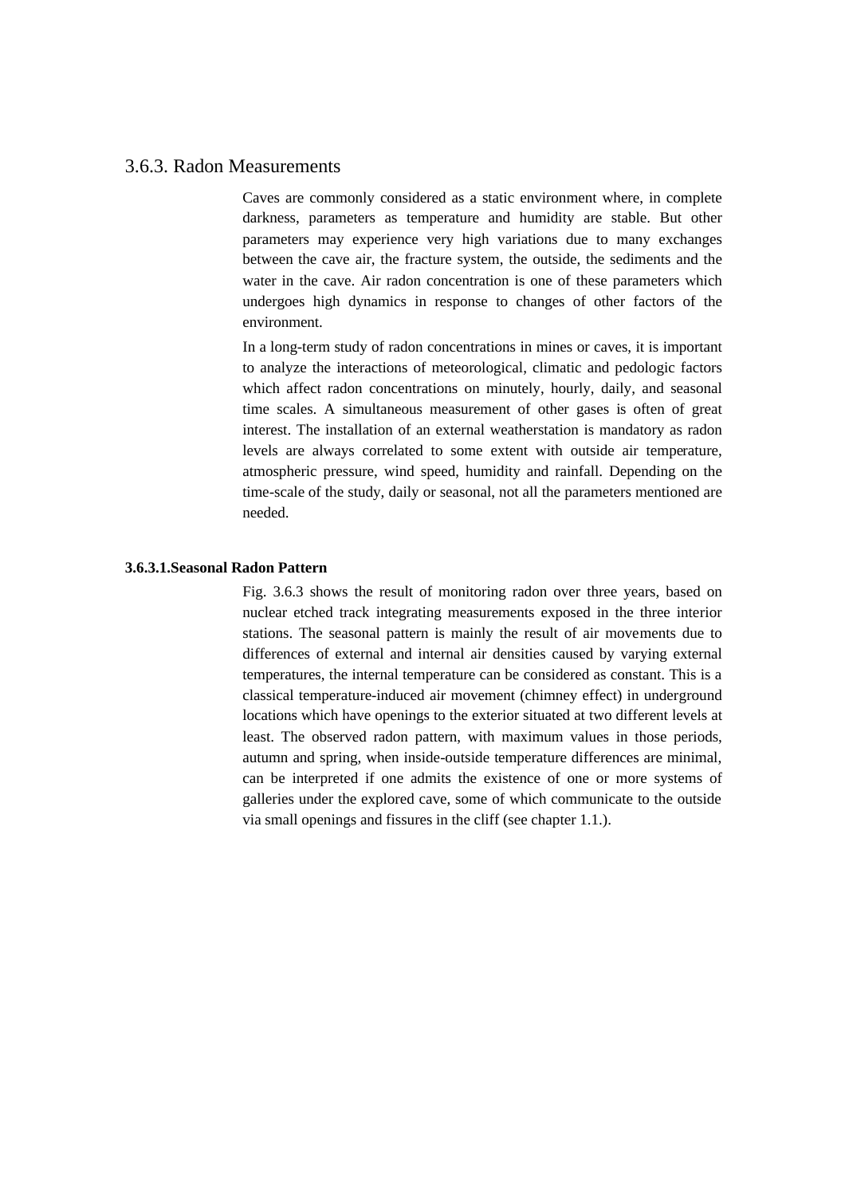## 3.6.3. Radon Measurements

Caves are commonly considered as a static environment where, in complete darkness, parameters as temperature and humidity are stable. But other parameters may experience very high variations due to many exchanges between the cave air, the fracture system, the outside, the sediments and the water in the cave. Air radon concentration is one of these parameters which undergoes high dynamics in response to changes of other factors of the environment.

In a long-term study of radon concentrations in mines or caves, it is important to analyze the interactions of meteorological, climatic and pedologic factors which affect radon concentrations on minutely, hourly, daily, and seasonal time scales. A simultaneous measurement of other gases is often of great interest. The installation of an external weatherstation is mandatory as radon levels are always correlated to some extent with outside air temperature, atmospheric pressure, wind speed, humidity and rainfall. Depending on the time-scale of the study, daily or seasonal, not all the parameters mentioned are needed.

### 3.6.3.1. Seasonal Radon Pattern

Fig. 3.6.3 shows the result of monitoring radon over three years, based on nuclear etched track integrating measurements exposed in the three interior stations. The seasonal pattern is mainly the result of air movements due to differences of external and internal air densities caused by varying external temperatures, the internal temperature can be considered as constant. This is a classical temperature-induced air movement (chimney effect) in underground locations which have openings to the exterior situated at two different levels at least. The observed radon pattern, with maximum values in those periods, autumn and spring, when inside-outside temperature differences are minimal, can be interpreted if one admits the existence of one or more systems of galleries under the explored cave, some of which communicate to the outside via small openings and fissures in the cliff (see chapter 1.1.).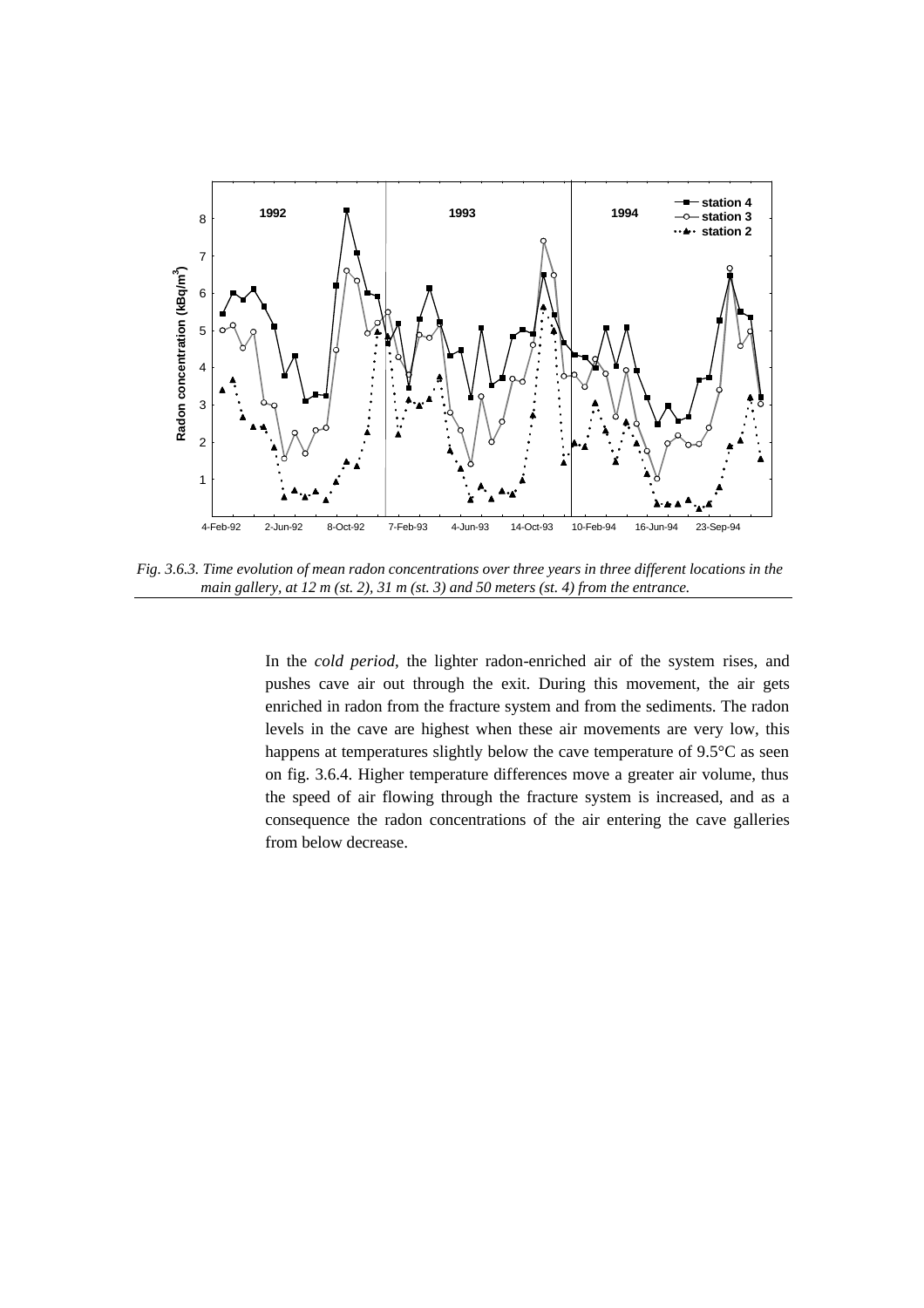*Fig. 3.6.3. Time evolution of mean radon concentrations over three years in three different locations in the main gallery, at 12 m (st. 2), 31 m (st. 3) and 50 meters (st. 4) from the entrance.*

In the *cold period*, the lighter radon-enriched air of the system rises, and pushes cave air out through the exit. During this movement, the air gets enriched in radon from the fracture system and from the sediments. The radon levels in the cave are highest when these air movements are very low, this happens at temperatures slightly below the cave temperature of 9.5°C as seen on fig. 3.6.4. Higher temperature differences move a greater air volume, thus the speed of air flowing through the fracture system is increased, and as a consequence the radon concentrations of the air entering the cave galleries from below decrease.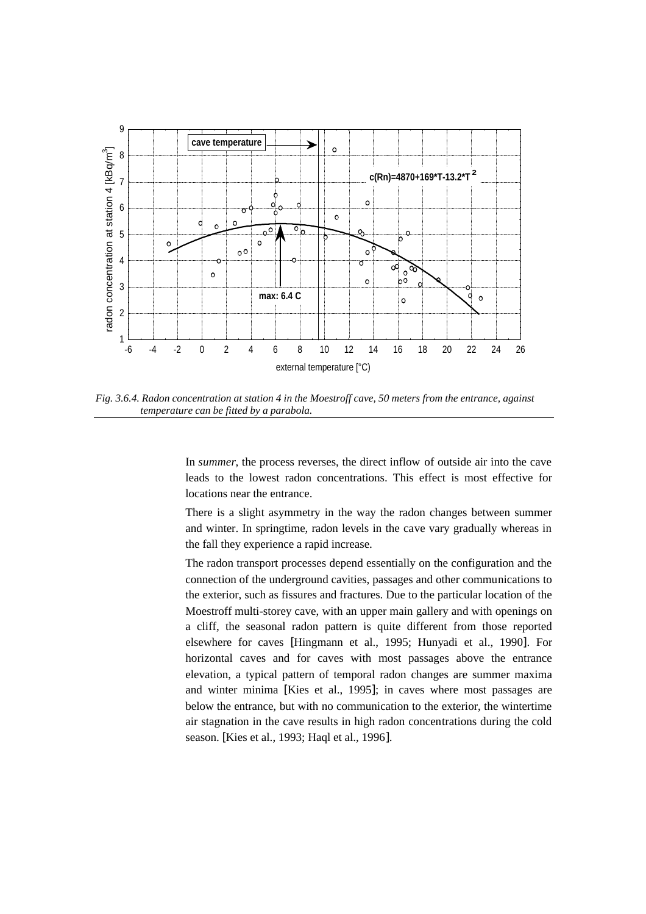Fig. 3.6.4. *Radon concentration at station 4 in the Moestroff cave, 50 meters from the entrance, against temperature can be fitted by a parabola.*

In *summer*, the process reverses, the direct inflow of outside air into the cave leads to the lowest radon concentrations. This effect is most effective for locations near the entrance.

There is a slight asymmetry in the way the radon changes between summer and winter. In springtime, radon levels in the cave vary gradually whereas in the fall they experience a rapid increase.

The radon transport processes depend essentially on the configuration and the connection of the underground cavities, passages and other communications to the exterior, such as fissures and fractures. Due to the particular location of the Moestroff multi-storey cave, with an upper main gallery and with openings on a cliff, the seasonal radon pattern is quite different from those reported elsewhere for caves [Hingmann et al., 1995; Hunyadi et al., 1990]. For horizontal caves and for caves with most passages above the entrance elevation, a typical pattern of temporal radon changes are summer maxima and winter minima [Kies et al., 1995]; in caves where most passages are below the entrance, but with no communication to the exterior, the wintertime air stagnation in the cave results in high radon concentrations during the cold season. [Kies et al., 1993; Haql et al., 1996].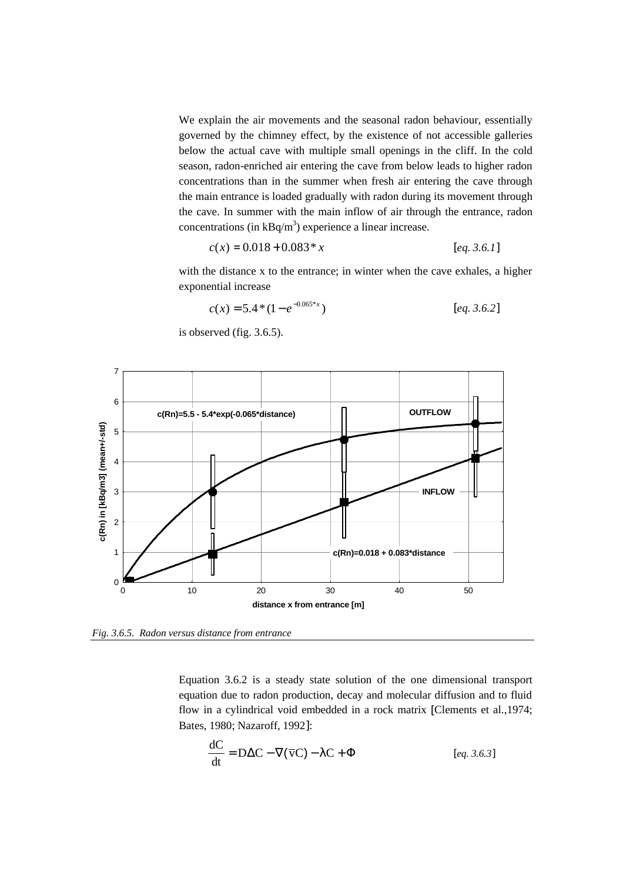We explain the air movements and the seasonal radon behaviour, essentially governed by the chimney effect, by the existence of not accessible galleries below the actual cave with multiple small openings in the cliff. In the cold season, radon-enriched air entering the cave from below leads to higher radon concentrations than in the summer when fresh air entering the cave through the main entrance is loaded gradually with radon during its movement through the cave. In summer with the main inflow of air through the entrance, radon concentrations (in kBq/m$^3$) experience a linear increase.

$$c(x) = 0.018 + 0.083 * x \qquad [eq.\ 3.6.1]$$

with the distance x to the entrance; in winter when the cave exhales, a higher exponential increase

$$c(x) = 5.4 * (1 - e^{-0.065*x}) \qquad [eq.\ 3.6.2]$$

is observed (fig. 3.6.5).

*Fig. 3.6.5. Radon versus distance from entrance*

Equation 3.6.2 is a steady state solution of the one dimensional transport equation due to radon production, decay and molecular diffusion and to fluid flow in a cylindrical void embedded in a rock matrix [Clements et al.,1974; Bates, 1980; Nazaroff, 1992]:

$$\frac{dC}{dt} = D\Delta C - \nabla(\overline{v}C) - \lambda C + \Phi \qquad [eq.\ 3.6.3]$$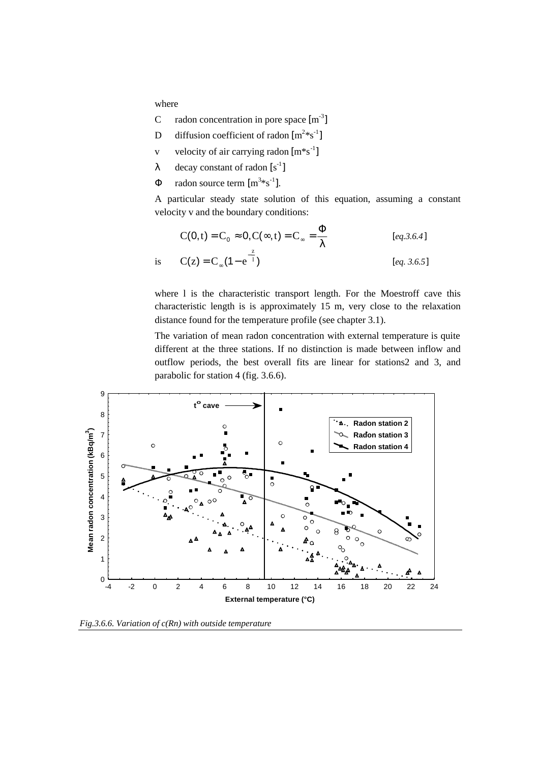where

C  radon concentration in pore space [$m^{-3}$]

D  diffusion coefficient of radon [$m^2 * s^{-1}$]

v  velocity of air carrying radon [$m * s^{-1}$]

λ  decay constant of radon [$s^{-1}$]

Φ  radon source term [$m^3 * s^{-1}$].

A particular steady state solution of this equation, assuming a constant velocity v and the boundary conditions:

$$C(0,t) = C_0 \approx 0, C(\infty,t) = C_\infty = \frac{\Phi}{\lambda} \qquad [eq.3.6.4]$$

is

$$C(z) = C_\infty (1 - e^{-\frac{z}{l}}) \qquad [eq. 3.6.5]$$

where l is the characteristic transport length. For the Moestroff cave this characteristic length is is approximately 15 m, very close to the relaxation distance found for the temperature profile (see chapter 3.1).

The variation of mean radon concentration with external temperature is quite different at the three stations. If no distinction is made between inflow and outflow periods, the best overall fits are linear for stations2 and 3, and parabolic for station 4 (fig. 3.6.6).

*Fig.3.6.6. Variation of c(Rn) with outside temperature*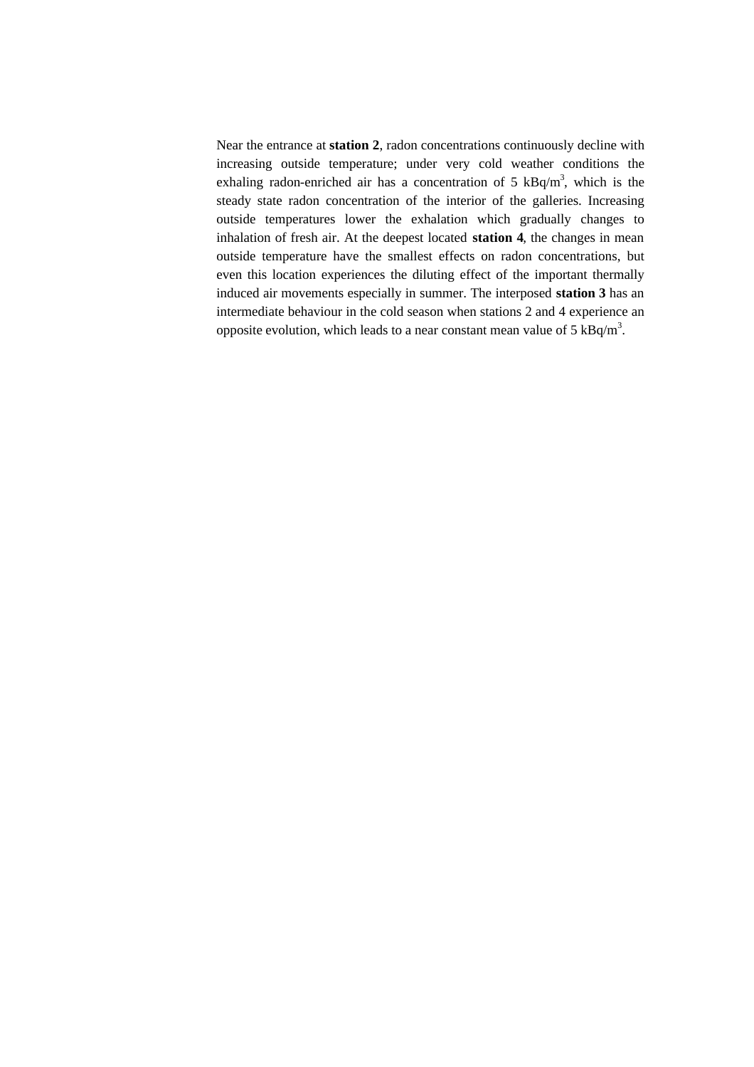Near the entrance at **station 2**, radon concentrations continuously decline with increasing outside temperature; under very cold weather conditions the exhaling radon-enriched air has a concentration of 5 $kBq/m^3$, which is the steady state radon concentration of the interior of the galleries. Increasing outside temperatures lower the exhalation which gradually changes to inhalation of fresh air. At the deepest located **station 4**, the changes in mean outside temperature have the smallest effects on radon concentrations, but even this location experiences the diluting effect of the important thermally induced air movements especially in summer. The interposed **station 3** has an intermediate behaviour in the cold season when stations 2 and 4 experience an opposite evolution, which leads to a near constant mean value of 5 $kBq/m^3$.